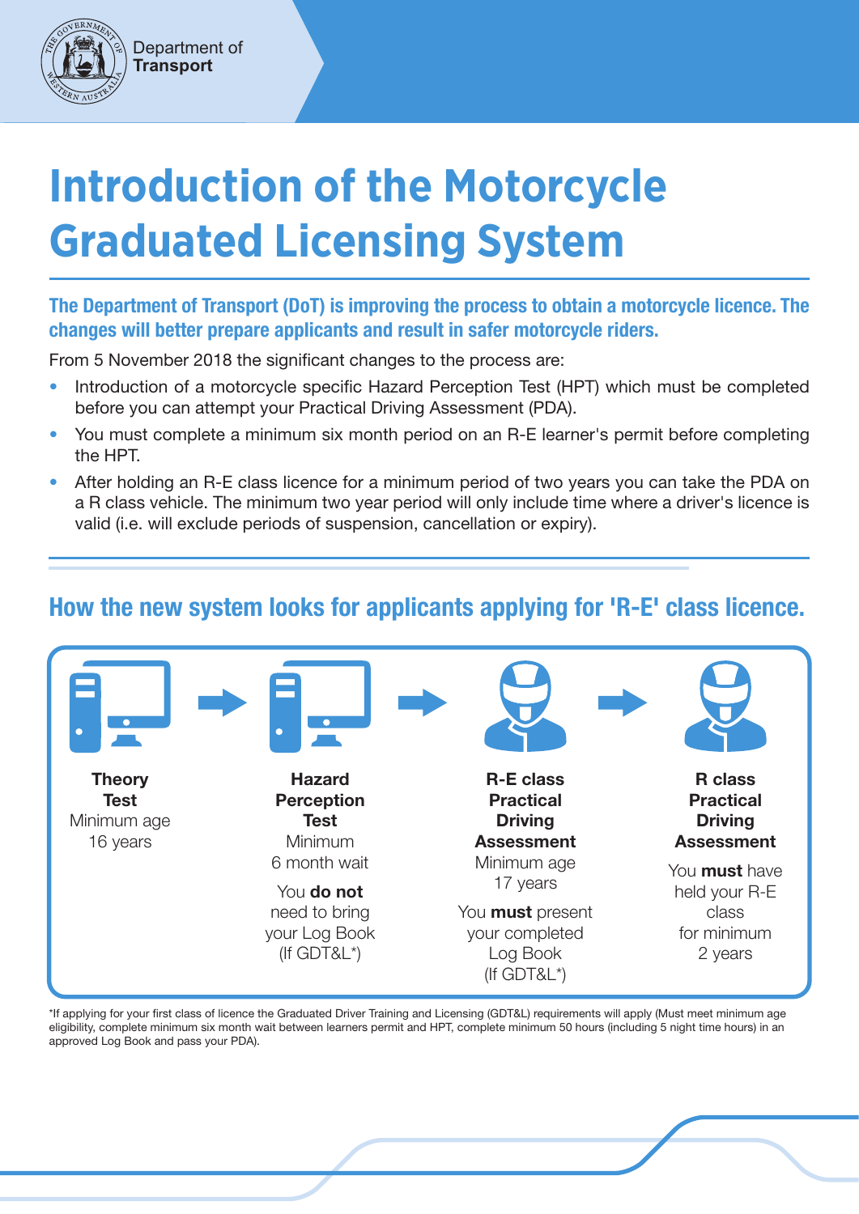Department of **Transport**

# Introduction of the Motorcycle Graduated Licensing System

**The Department of Transport (DoT) is improving the process to obtain a motorcycle licence. The changes will better prepare applicants and result in safer motorcycle riders.**

From 5 November 2018 the significant changes to the process are:

- Introduction of a motorcycle specific Hazard Perception Test (HPT) which must be completed before you can attempt your Practical Driving Assessment (PDA).
- You must complete a minimum six month period on an R-E learner's permit before completing the HPT.
- After holding an R-E class licence for a minimum period of two years you can take the PDA on a R class vehicle. The minimum two year period will only include time where a driver's licence is valid (i.e. will exclude periods of suspension, cancellation or expiry).

## How the new system looks for applicants applying for 'R-E' class licence.

**Theory Test**
Minimum age 16 years

→

**Hazard Perception Test**
Minimum 6 month wait

You **do not** need to bring your Log Book (If GDT&L*)

→

**R-E class Practical Driving Assessment**
Minimum age 17 years

You **must** present your completed Log Book (If GDT&L*)

→

**R class Practical Driving Assessment**
You **must** have held your R-E class for minimum 2 years

*If applying for your first class of licence the Graduated Driver Training and Licensing (GDT&L) requirements will apply (Must meet minimum age eligibility, complete minimum six month wait between learners permit and HPT, complete minimum 50 hours (including 5 night time hours) in an approved Log Book and pass your PDA).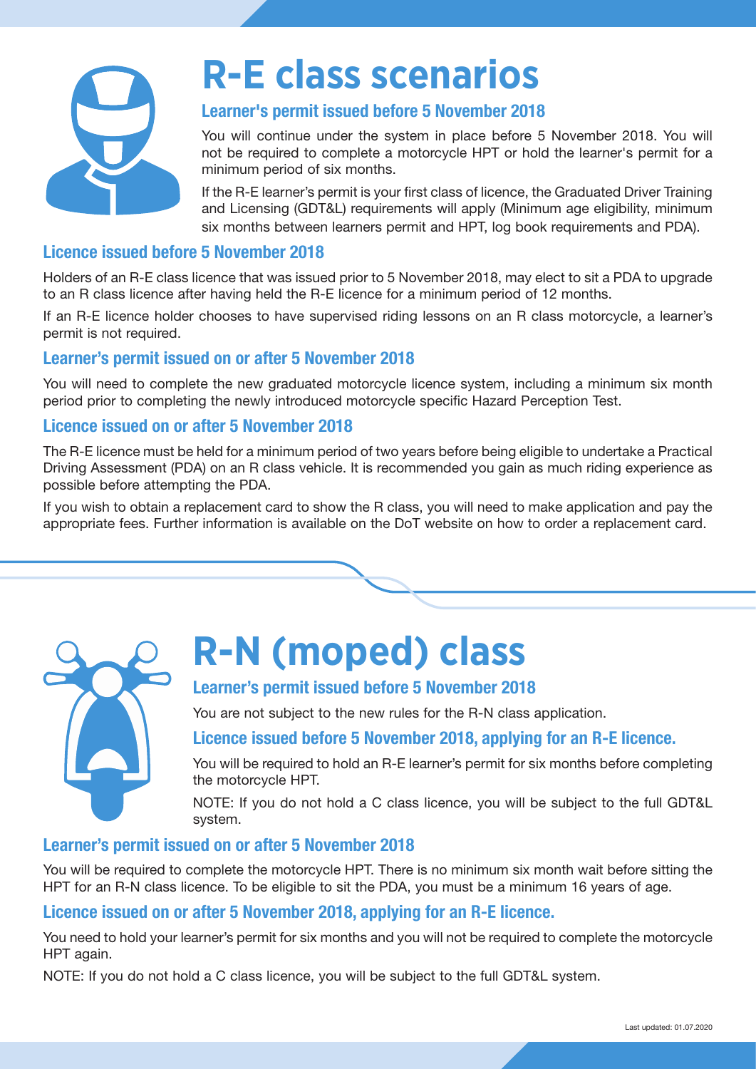# R-E class scenarios

### Learner's permit issued before 5 November 2018

You will continue under the system in place before 5 November 2018. You will not be required to complete a motorcycle HPT or hold the learner's permit for a minimum period of six months.

If the R-E learner's permit is your first class of licence, the Graduated Driver Training and Licensing (GDT&L) requirements will apply (Minimum age eligibility, minimum six months between learners permit and HPT, log book requirements and PDA).

### Licence issued before 5 November 2018

Holders of an R-E class licence that was issued prior to 5 November 2018, may elect to sit a PDA to upgrade to an R class licence after having held the R-E licence for a minimum period of 12 months.

If an R-E licence holder chooses to have supervised riding lessons on an R class motorcycle, a learner's permit is not required.

### Learner's permit issued on or after 5 November 2018

You will need to complete the new graduated motorcycle licence system, including a minimum six month period prior to completing the newly introduced motorcycle specific Hazard Perception Test.

### Licence issued on or after 5 November 2018

The R-E licence must be held for a minimum period of two years before being eligible to undertake a Practical Driving Assessment (PDA) on an R class vehicle. It is recommended you gain as much riding experience as possible before attempting the PDA.

If you wish to obtain a replacement card to show the R class, you will need to make application and pay the appropriate fees. Further information is available on the DoT website on how to order a replacement card.

# R-N (moped) class

### Learner's permit issued before 5 November 2018

You are not subject to the new rules for the R-N class application.

### Licence issued before 5 November 2018, applying for an R-E licence.

You will be required to hold an R-E learner's permit for six months before completing the motorcycle HPT.

NOTE: If you do not hold a C class licence, you will be subject to the full GDT&L system.

### Learner's permit issued on or after 5 November 2018

You will be required to complete the motorcycle HPT. There is no minimum six month wait before sitting the HPT for an R-N class licence. To be eligible to sit the PDA, you must be a minimum 16 years of age.

### Licence issued on or after 5 November 2018, applying for an R-E licence.

You need to hold your learner's permit for six months and you will not be required to complete the motorcycle HPT again.

NOTE: If you do not hold a C class licence, you will be subject to the full GDT&L system.

Last updated: 01.07.2020